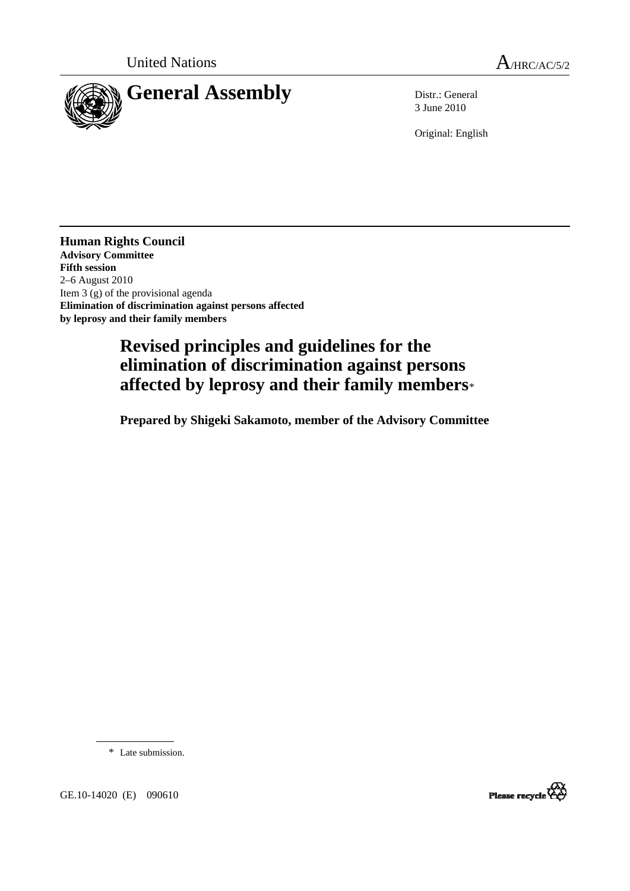United Nations

A/HRC/AC/5/2

# General Assembly

Distr.: General
3 June 2010

Original: English

**Human Rights Council**
**Advisory Committee**
**Fifth session**
2–6 August 2010
Item 3 (g) of the provisional agenda
**Elimination of discrimination against persons affected by leprosy and their family members**

## Revised principles and guidelines for the elimination of discrimination against persons affected by leprosy and their family members*

**Prepared by Shigeki Sakamoto, member of the Advisory Committee**

\* Late submission.

GE.10-14020 (E) 090610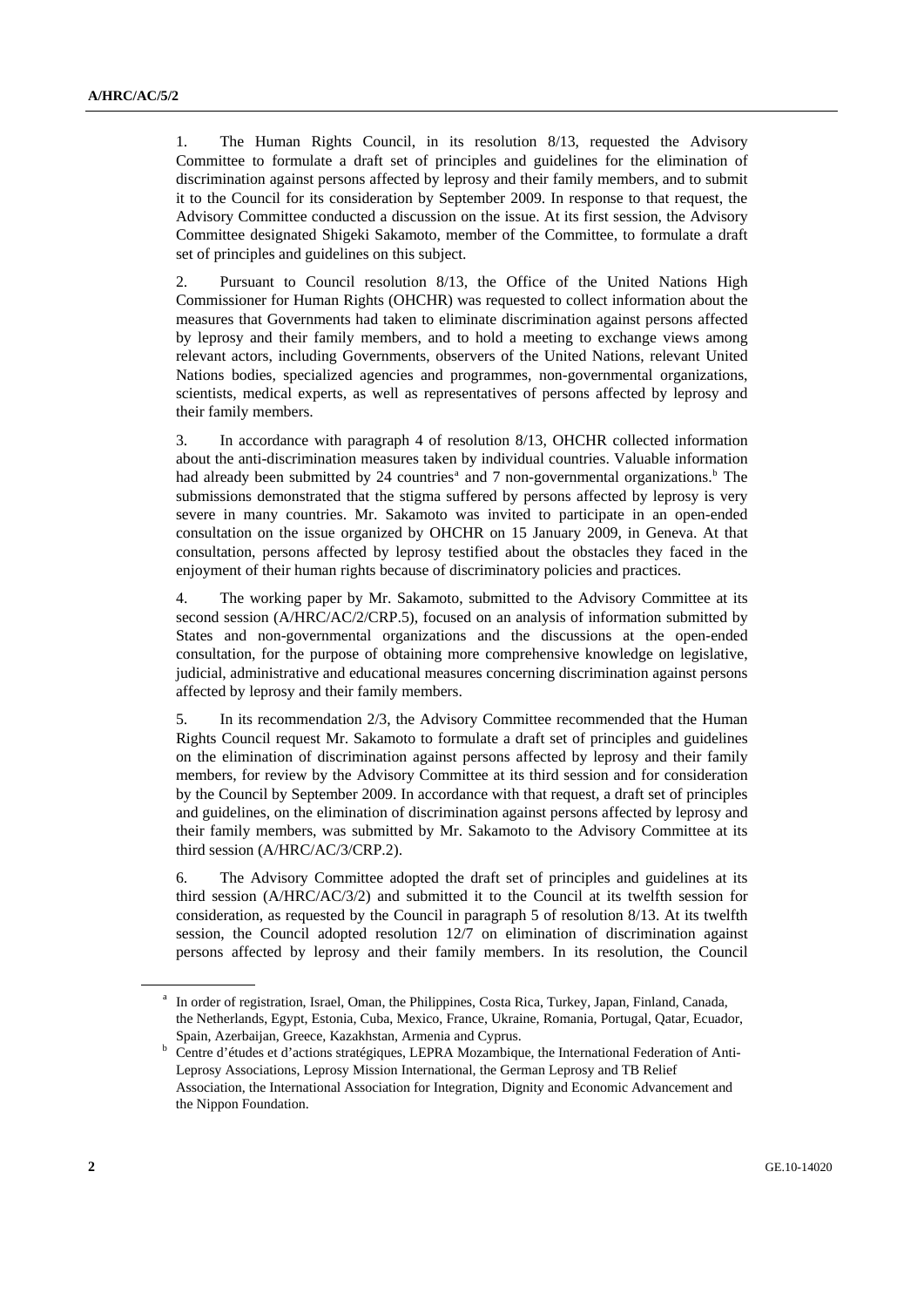1. The Human Rights Council, in its resolution 8/13, requested the Advisory Committee to formulate a draft set of principles and guidelines for the elimination of discrimination against persons affected by leprosy and their family members, and to submit it to the Council for its consideration by September 2009. In response to that request, the Advisory Committee conducted a discussion on the issue. At its first session, the Advisory Committee designated Shigeki Sakamoto, member of the Committee, to formulate a draft set of principles and guidelines on this subject.

2. Pursuant to Council resolution 8/13, the Office of the United Nations High Commissioner for Human Rights (OHCHR) was requested to collect information about the measures that Governments had taken to eliminate discrimination against persons affected by leprosy and their family members, and to hold a meeting to exchange views among relevant actors, including Governments, observers of the United Nations, relevant United Nations bodies, specialized agencies and programmes, non-governmental organizations, scientists, medical experts, as well as representatives of persons affected by leprosy and their family members.

3. In accordance with paragraph 4 of resolution 8/13, OHCHR collected information about the anti-discrimination measures taken by individual countries. Valuable information had already been submitted by 24 countries[a] and 7 non-governmental organizations.[b] The submissions demonstrated that the stigma suffered by persons affected by leprosy is very severe in many countries. Mr. Sakamoto was invited to participate in an open-ended consultation on the issue organized by OHCHR on 15 January 2009, in Geneva. At that consultation, persons affected by leprosy testified about the obstacles they faced in the enjoyment of their human rights because of discriminatory policies and practices.

4. The working paper by Mr. Sakamoto, submitted to the Advisory Committee at its second session (A/HRC/AC/2/CRP.5), focused on an analysis of information submitted by States and non-governmental organizations and the discussions at the open-ended consultation, for the purpose of obtaining more comprehensive knowledge on legislative, judicial, administrative and educational measures concerning discrimination against persons affected by leprosy and their family members.

5. In its recommendation 2/3, the Advisory Committee recommended that the Human Rights Council request Mr. Sakamoto to formulate a draft set of principles and guidelines on the elimination of discrimination against persons affected by leprosy and their family members, for review by the Advisory Committee at its third session and for consideration by the Council by September 2009. In accordance with that request, a draft set of principles and guidelines, on the elimination of discrimination against persons affected by leprosy and their family members, was submitted by Mr. Sakamoto to the Advisory Committee at its third session (A/HRC/AC/3/CRP.2).

6. The Advisory Committee adopted the draft set of principles and guidelines at its third session (A/HRC/AC/3/2) and submitted it to the Council at its twelfth session for consideration, as requested by the Council in paragraph 5 of resolution 8/13. At its twelfth session, the Council adopted resolution 12/7 on elimination of discrimination against persons affected by leprosy and their family members. In its resolution, the Council

---

[a] In order of registration, Israel, Oman, the Philippines, Costa Rica, Turkey, Japan, Finland, Canada, the Netherlands, Egypt, Estonia, Cuba, Mexico, France, Ukraine, Romania, Portugal, Qatar, Ecuador, Spain, Azerbaijan, Greece, Kazakhstan, Armenia and Cyprus.

[b] Centre d'études et d'actions stratégiques, LEPRA Mozambique, the International Federation of Anti-Leprosy Associations, Leprosy Mission International, the German Leprosy and TB Relief Association, the International Association for Integration, Dignity and Economic Advancement and the Nippon Foundation.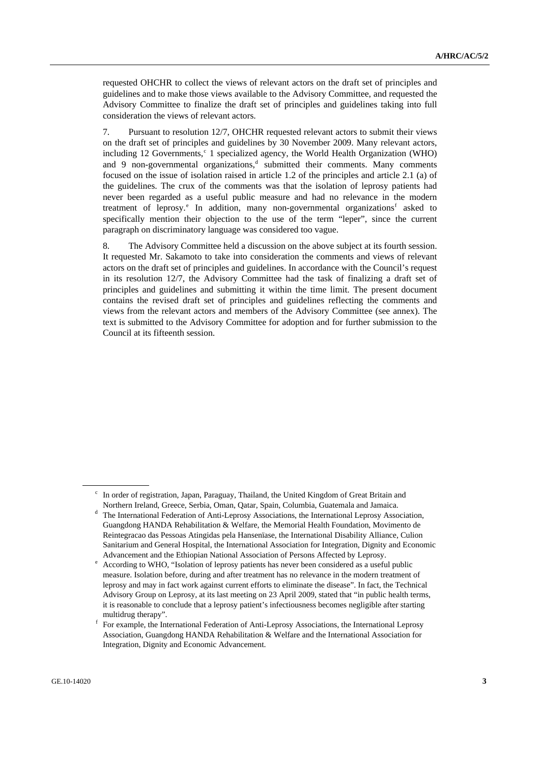requested OHCHR to collect the views of relevant actors on the draft set of principles and guidelines and to make those views available to the Advisory Committee, and requested the Advisory Committee to finalize the draft set of principles and guidelines taking into full consideration the views of relevant actors.

7. Pursuant to resolution 12/7, OHCHR requested relevant actors to submit their views on the draft set of principles and guidelines by 30 November 2009. Many relevant actors, including 12 Governments,[c] 1 specialized agency, the World Health Organization (WHO) and 9 non-governmental organizations,[d] submitted their comments. Many comments focused on the issue of isolation raised in article 1.2 of the principles and article 2.1 (a) of the guidelines. The crux of the comments was that the isolation of leprosy patients had never been regarded as a useful public measure and had no relevance in the modern treatment of leprosy.[e] In addition, many non-governmental organizations[f] asked to specifically mention their objection to the use of the term "leper", since the current paragraph on discriminatory language was considered too vague.

8. The Advisory Committee held a discussion on the above subject at its fourth session. It requested Mr. Sakamoto to take into consideration the comments and views of relevant actors on the draft set of principles and guidelines. In accordance with the Council's request in its resolution 12/7, the Advisory Committee had the task of finalizing a draft set of principles and guidelines and submitting it within the time limit. The present document contains the revised draft set of principles and guidelines reflecting the comments and views from the relevant actors and members of the Advisory Committee (see annex). The text is submitted to the Advisory Committee for adoption and for further submission to the Council at its fifteenth session.

---

[c] In order of registration, Japan, Paraguay, Thailand, the United Kingdom of Great Britain and Northern Ireland, Greece, Serbia, Oman, Qatar, Spain, Columbia, Guatemala and Jamaica.

[d] The International Federation of Anti-Leprosy Associations, the International Leprosy Association, Guangdong HANDA Rehabilitation & Welfare, the Memorial Health Foundation, Movimento de Reintegracao das Pessoas Atingidas pela Hanseniase, the International Disability Alliance, Culion Sanitarium and General Hospital, the International Association for Integration, Dignity and Economic Advancement and the Ethiopian National Association of Persons Affected by Leprosy.

[e] According to WHO, "Isolation of leprosy patients has never been considered as a useful public measure. Isolation before, during and after treatment has no relevance in the modern treatment of leprosy and may in fact work against current efforts to eliminate the disease". In fact, the Technical Advisory Group on Leprosy, at its last meeting on 23 April 2009, stated that "in public health terms, it is reasonable to conclude that a leprosy patient's infectiousness becomes negligible after starting multidrug therapy".

[f] For example, the International Federation of Anti-Leprosy Associations, the International Leprosy Association, Guangdong HANDA Rehabilitation & Welfare and the International Association for Integration, Dignity and Economic Advancement.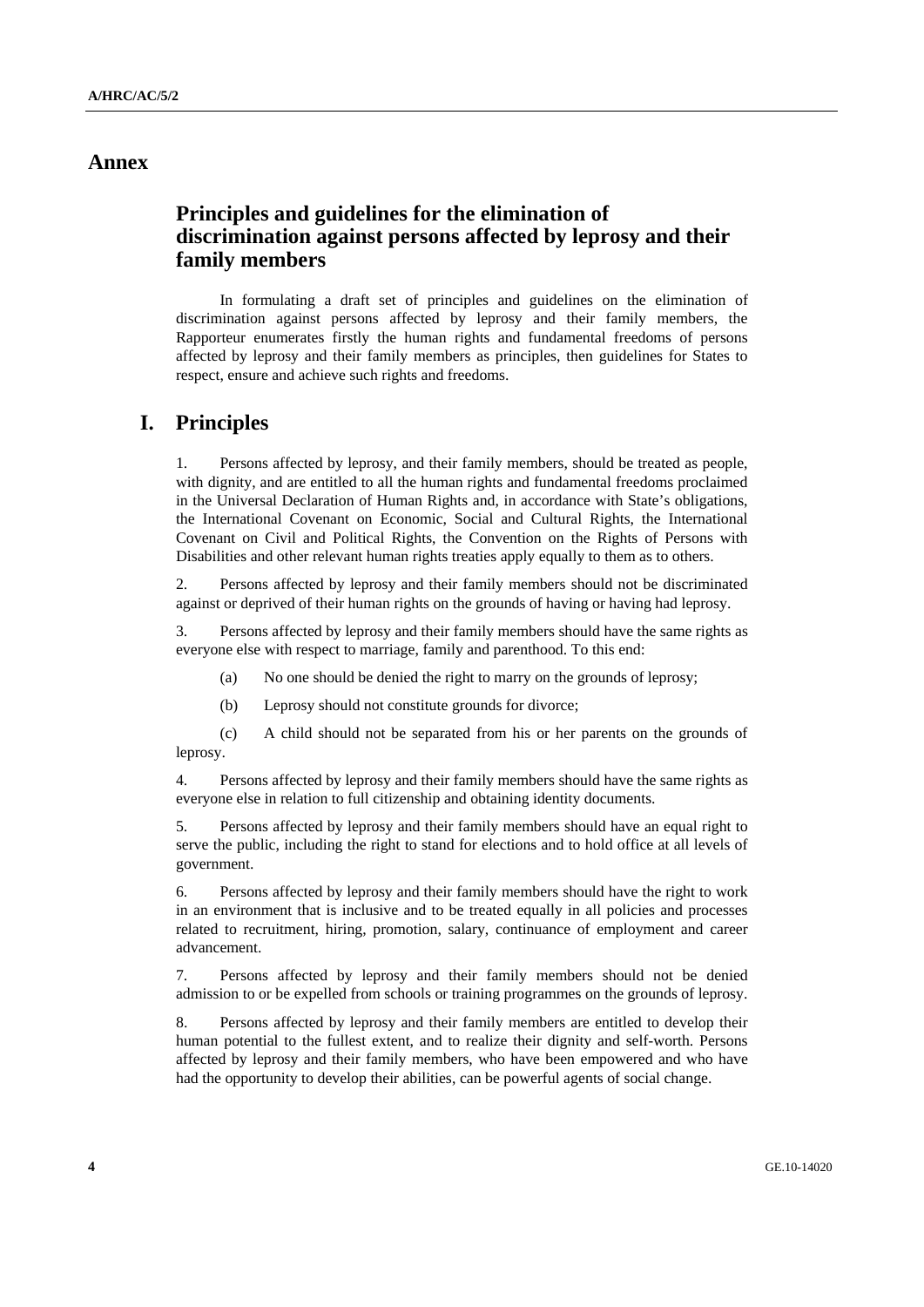# Annex

## Principles and guidelines for the elimination of discrimination against persons affected by leprosy and their family members

In formulating a draft set of principles and guidelines on the elimination of discrimination against persons affected by leprosy and their family members, the Rapporteur enumerates firstly the human rights and fundamental freedoms of persons affected by leprosy and their family members as principles, then guidelines for States to respect, ensure and achieve such rights and freedoms.

## I. Principles

1. Persons affected by leprosy, and their family members, should be treated as people, with dignity, and are entitled to all the human rights and fundamental freedoms proclaimed in the Universal Declaration of Human Rights and, in accordance with State's obligations, the International Covenant on Economic, Social and Cultural Rights, the International Covenant on Civil and Political Rights, the Convention on the Rights of Persons with Disabilities and other relevant human rights treaties apply equally to them as to others.

2. Persons affected by leprosy and their family members should not be discriminated against or deprived of their human rights on the grounds of having or having had leprosy.

3. Persons affected by leprosy and their family members should have the same rights as everyone else with respect to marriage, family and parenthood. To this end:

   (a) No one should be denied the right to marry on the grounds of leprosy;

   (b) Leprosy should not constitute grounds for divorce;

   (c) A child should not be separated from his or her parents on the grounds of leprosy.

4. Persons affected by leprosy and their family members should have the same rights as everyone else in relation to full citizenship and obtaining identity documents.

5. Persons affected by leprosy and their family members should have an equal right to serve the public, including the right to stand for elections and to hold office at all levels of government.

6. Persons affected by leprosy and their family members should have the right to work in an environment that is inclusive and to be treated equally in all policies and processes related to recruitment, hiring, promotion, salary, continuance of employment and career advancement.

7. Persons affected by leprosy and their family members should not be denied admission to or be expelled from schools or training programmes on the grounds of leprosy.

8. Persons affected by leprosy and their family members are entitled to develop their human potential to the fullest extent, and to realize their dignity and self-worth. Persons affected by leprosy and their family members, who have been empowered and who have had the opportunity to develop their abilities, can be powerful agents of social change.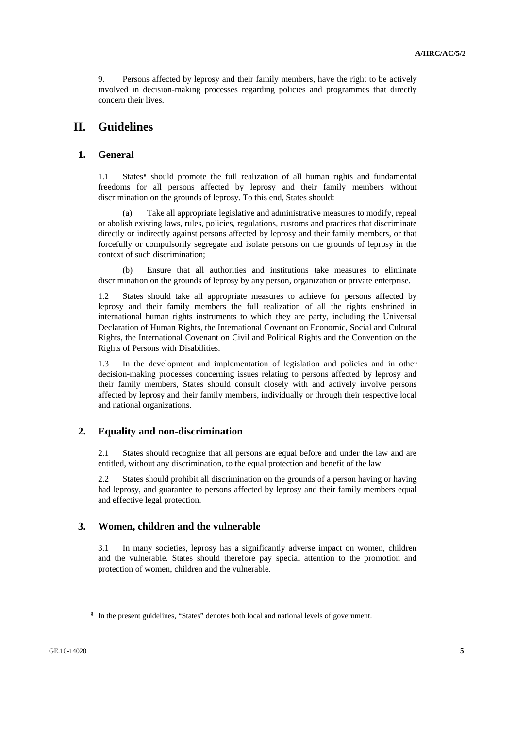9. Persons affected by leprosy and their family members, have the right to be actively involved in decision-making processes regarding policies and programmes that directly concern their lives.

# II. Guidelines

## 1. General

1.1 States[g] should promote the full realization of all human rights and fundamental freedoms for all persons affected by leprosy and their family members without discrimination on the grounds of leprosy. To this end, States should:

(a) Take all appropriate legislative and administrative measures to modify, repeal or abolish existing laws, rules, policies, regulations, customs and practices that discriminate directly or indirectly against persons affected by leprosy and their family members, or that forcefully or compulsorily segregate and isolate persons on the grounds of leprosy in the context of such discrimination;

(b) Ensure that all authorities and institutions take measures to eliminate discrimination on the grounds of leprosy by any person, organization or private enterprise.

1.2 States should take all appropriate measures to achieve for persons affected by leprosy and their family members the full realization of all the rights enshrined in international human rights instruments to which they are party, including the Universal Declaration of Human Rights, the International Covenant on Economic, Social and Cultural Rights, the International Covenant on Civil and Political Rights and the Convention on the Rights of Persons with Disabilities.

1.3 In the development and implementation of legislation and policies and in other decision-making processes concerning issues relating to persons affected by leprosy and their family members, States should consult closely with and actively involve persons affected by leprosy and their family members, individually or through their respective local and national organizations.

## 2. Equality and non-discrimination

2.1 States should recognize that all persons are equal before and under the law and are entitled, without any discrimination, to the equal protection and benefit of the law.

2.2 States should prohibit all discrimination on the grounds of a person having or having had leprosy, and guarantee to persons affected by leprosy and their family members equal and effective legal protection.

## 3. Women, children and the vulnerable

3.1 In many societies, leprosy has a significantly adverse impact on women, children and the vulnerable. States should therefore pay special attention to the promotion and protection of women, children and the vulnerable.

[g] In the present guidelines, "States" denotes both local and national levels of government.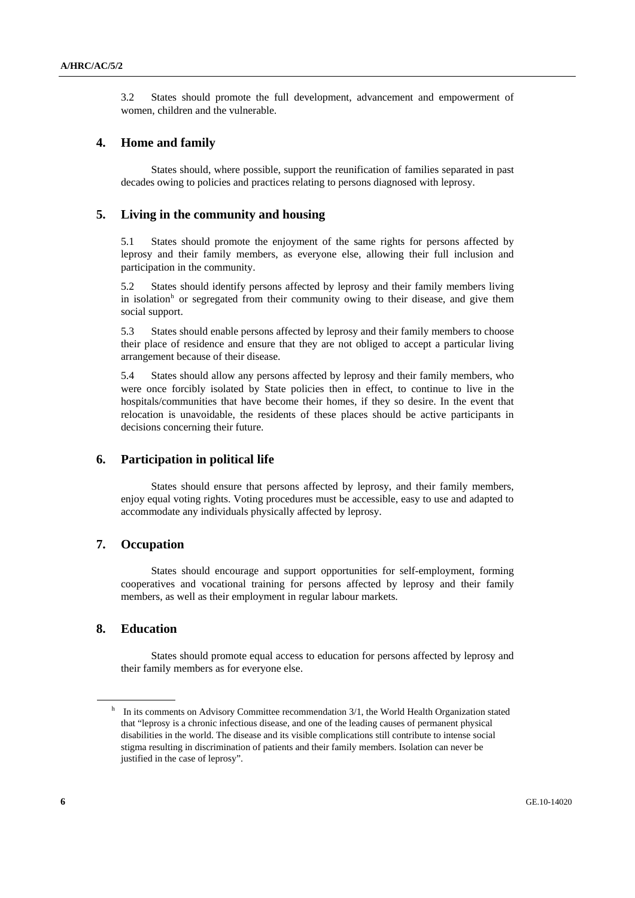3.2 States should promote the full development, advancement and empowerment of women, children and the vulnerable.

## 4. Home and family

States should, where possible, support the reunification of families separated in past decades owing to policies and practices relating to persons diagnosed with leprosy.

## 5. Living in the community and housing

5.1 States should promote the enjoyment of the same rights for persons affected by leprosy and their family members, as everyone else, allowing their full inclusion and participation in the community.

5.2 States should identify persons affected by leprosy and their family members living in isolation[h] or segregated from their community owing to their disease, and give them social support.

5.3 States should enable persons affected by leprosy and their family members to choose their place of residence and ensure that they are not obliged to accept a particular living arrangement because of their disease.

5.4 States should allow any persons affected by leprosy and their family members, who were once forcibly isolated by State policies then in effect, to continue to live in the hospitals/communities that have become their homes, if they so desire. In the event that relocation is unavoidable, the residents of these places should be active participants in decisions concerning their future.

## 6. Participation in political life

States should ensure that persons affected by leprosy, and their family members, enjoy equal voting rights. Voting procedures must be accessible, easy to use and adapted to accommodate any individuals physically affected by leprosy.

## 7. Occupation

States should encourage and support opportunities for self-employment, forming cooperatives and vocational training for persons affected by leprosy and their family members, as well as their employment in regular labour markets.

## 8. Education

States should promote equal access to education for persons affected by leprosy and their family members as for everyone else.

---

[h] In its comments on Advisory Committee recommendation 3/1, the World Health Organization stated that "leprosy is a chronic infectious disease, and one of the leading causes of permanent physical disabilities in the world. The disease and its visible complications still contribute to intense social stigma resulting in discrimination of patients and their family members. Isolation can never be justified in the case of leprosy".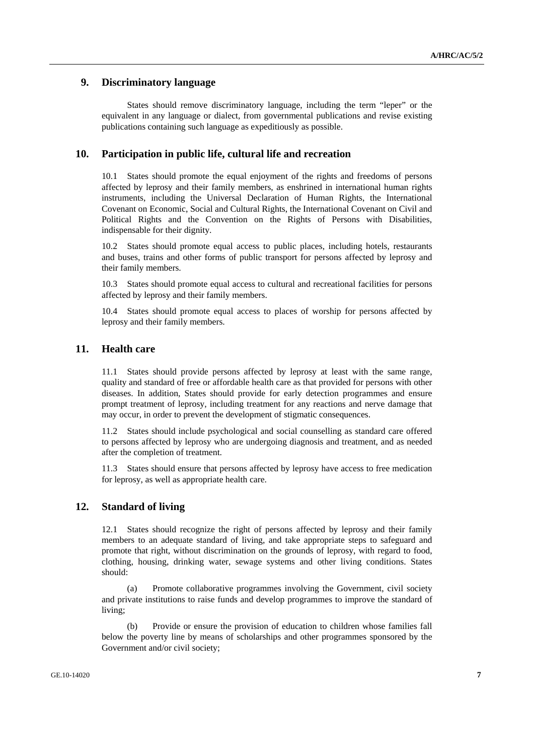## 9. Discriminatory language

States should remove discriminatory language, including the term "leper" or the equivalent in any language or dialect, from governmental publications and revise existing publications containing such language as expeditiously as possible.

## 10. Participation in public life, cultural life and recreation

10.1 States should promote the equal enjoyment of the rights and freedoms of persons affected by leprosy and their family members, as enshrined in international human rights instruments, including the Universal Declaration of Human Rights, the International Covenant on Economic, Social and Cultural Rights, the International Covenant on Civil and Political Rights and the Convention on the Rights of Persons with Disabilities, indispensable for their dignity.

10.2 States should promote equal access to public places, including hotels, restaurants and buses, trains and other forms of public transport for persons affected by leprosy and their family members.

10.3 States should promote equal access to cultural and recreational facilities for persons affected by leprosy and their family members.

10.4 States should promote equal access to places of worship for persons affected by leprosy and their family members.

## 11. Health care

11.1 States should provide persons affected by leprosy at least with the same range, quality and standard of free or affordable health care as that provided for persons with other diseases. In addition, States should provide for early detection programmes and ensure prompt treatment of leprosy, including treatment for any reactions and nerve damage that may occur, in order to prevent the development of stigmatic consequences.

11.2 States should include psychological and social counselling as standard care offered to persons affected by leprosy who are undergoing diagnosis and treatment, and as needed after the completion of treatment.

11.3 States should ensure that persons affected by leprosy have access to free medication for leprosy, as well as appropriate health care.

## 12. Standard of living

12.1 States should recognize the right of persons affected by leprosy and their family members to an adequate standard of living, and take appropriate steps to safeguard and promote that right, without discrimination on the grounds of leprosy, with regard to food, clothing, housing, drinking water, sewage systems and other living conditions. States should:

(a) Promote collaborative programmes involving the Government, civil society and private institutions to raise funds and develop programmes to improve the standard of living;

(b) Provide or ensure the provision of education to children whose families fall below the poverty line by means of scholarships and other programmes sponsored by the Government and/or civil society;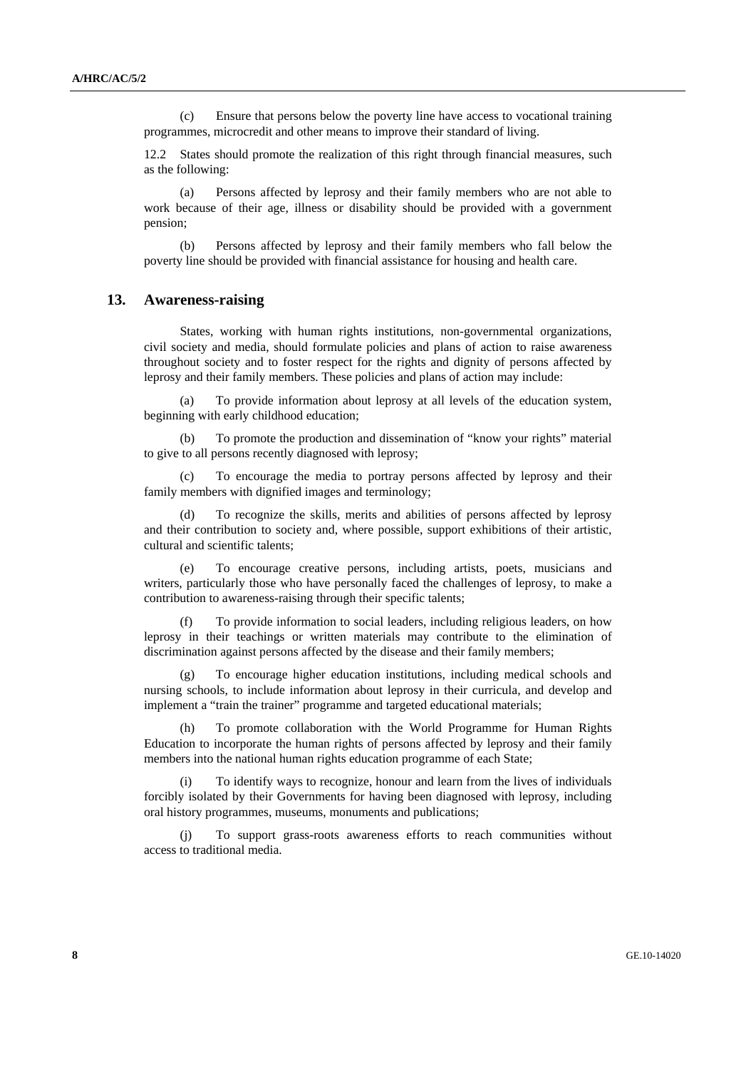(c) Ensure that persons below the poverty line have access to vocational training programmes, microcredit and other means to improve their standard of living.

12.2 States should promote the realization of this right through financial measures, such as the following:

(a) Persons affected by leprosy and their family members who are not able to work because of their age, illness or disability should be provided with a government pension;

(b) Persons affected by leprosy and their family members who fall below the poverty line should be provided with financial assistance for housing and health care.

## 13. Awareness-raising

States, working with human rights institutions, non-governmental organizations, civil society and media, should formulate policies and plans of action to raise awareness throughout society and to foster respect for the rights and dignity of persons affected by leprosy and their family members. These policies and plans of action may include:

(a) To provide information about leprosy at all levels of the education system, beginning with early childhood education;

(b) To promote the production and dissemination of "know your rights" material to give to all persons recently diagnosed with leprosy;

(c) To encourage the media to portray persons affected by leprosy and their family members with dignified images and terminology;

(d) To recognize the skills, merits and abilities of persons affected by leprosy and their contribution to society and, where possible, support exhibitions of their artistic, cultural and scientific talents;

(e) To encourage creative persons, including artists, poets, musicians and writers, particularly those who have personally faced the challenges of leprosy, to make a contribution to awareness-raising through their specific talents;

(f) To provide information to social leaders, including religious leaders, on how leprosy in their teachings or written materials may contribute to the elimination of discrimination against persons affected by the disease and their family members;

(g) To encourage higher education institutions, including medical schools and nursing schools, to include information about leprosy in their curricula, and develop and implement a "train the trainer" programme and targeted educational materials;

(h) To promote collaboration with the World Programme for Human Rights Education to incorporate the human rights of persons affected by leprosy and their family members into the national human rights education programme of each State;

(i) To identify ways to recognize, honour and learn from the lives of individuals forcibly isolated by their Governments for having been diagnosed with leprosy, including oral history programmes, museums, monuments and publications;

(j) To support grass-roots awareness efforts to reach communities without access to traditional media.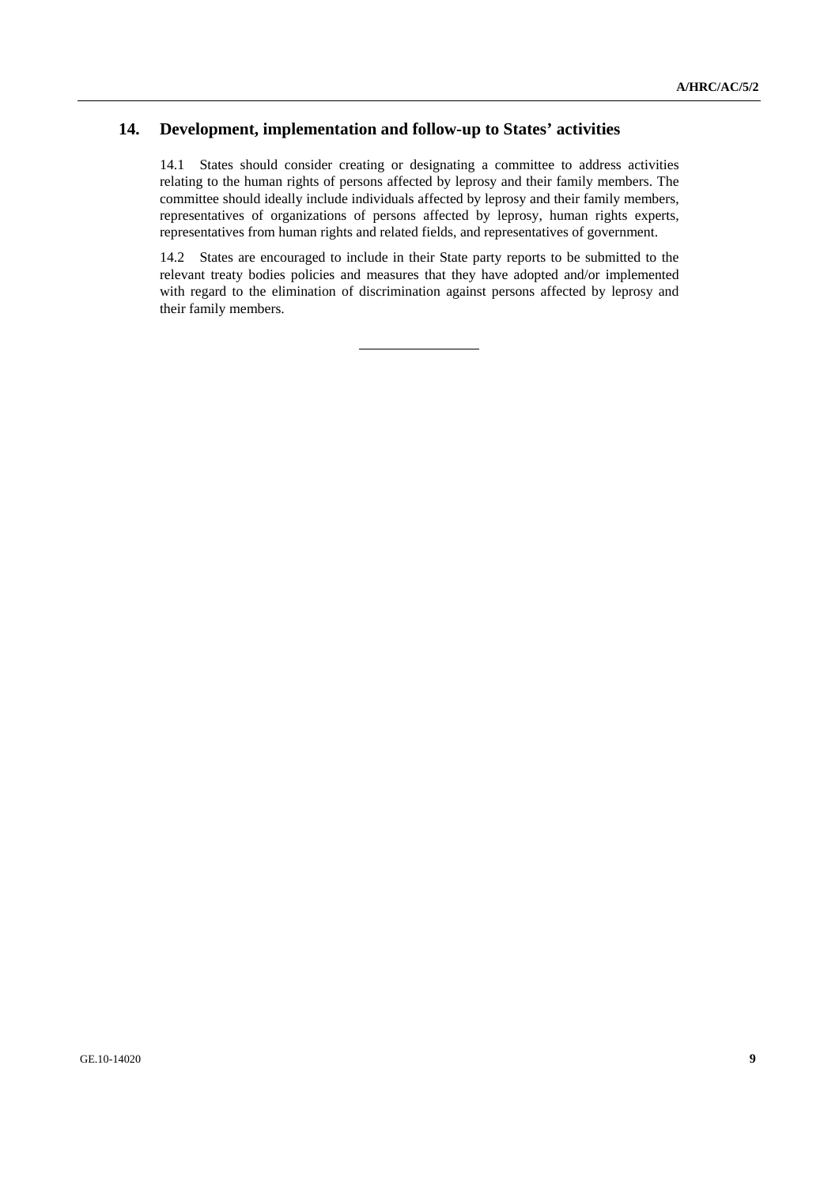## 14. Development, implementation and follow-up to States' activities

14.1 States should consider creating or designating a committee to address activities relating to the human rights of persons affected by leprosy and their family members. The committee should ideally include individuals affected by leprosy and their family members, representatives of organizations of persons affected by leprosy, human rights experts, representatives from human rights and related fields, and representatives of government.

14.2 States are encouraged to include in their State party reports to be submitted to the relevant treaty bodies policies and measures that they have adopted and/or implemented with regard to the elimination of discrimination against persons affected by leprosy and their family members.